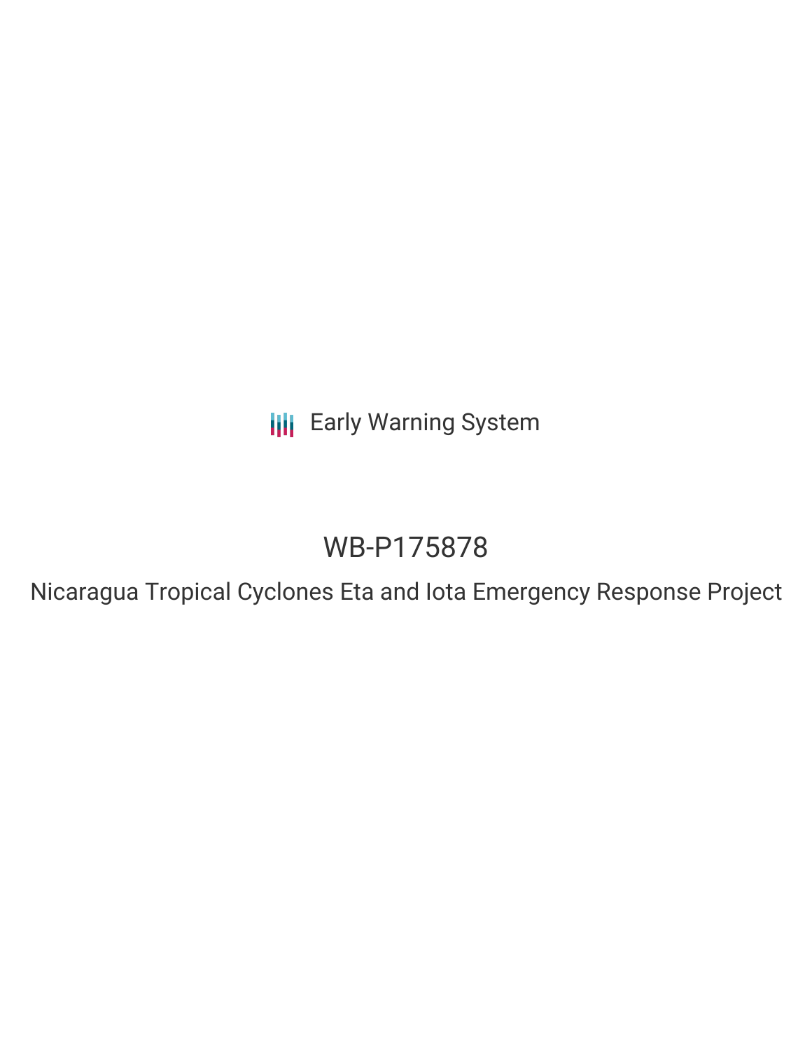Early Warning System

# WB-P175878

## Nicaragua Tropical Cyclones Eta and Iota Emergency Response Project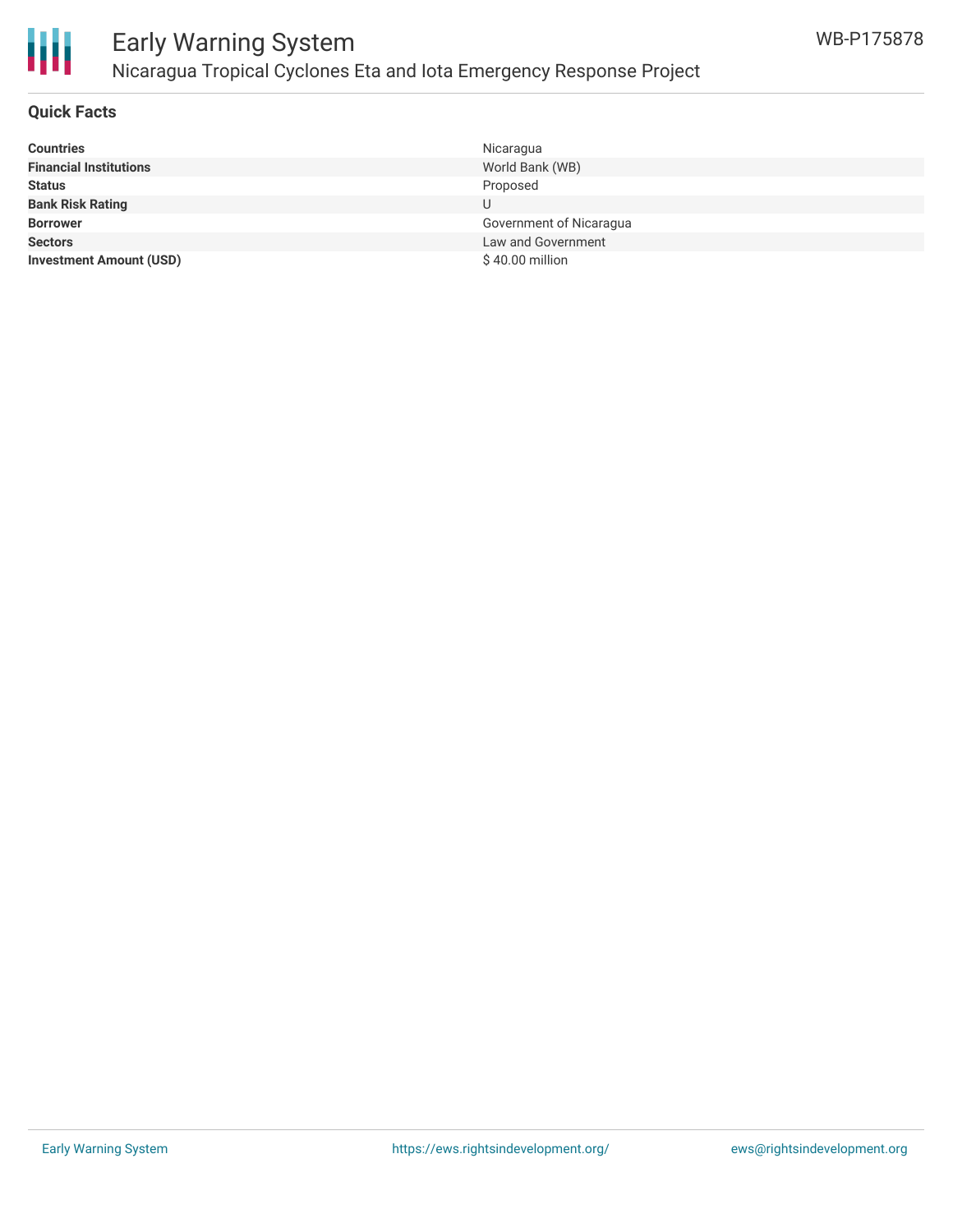## Quick Facts

| | |
|---|---|
| **Countries** | Nicaragua |
| **Financial Institutions** | World Bank (WB) |
| **Status** | Proposed |
| **Bank Risk Rating** | U |
| **Borrower** | Government of Nicaragua |
| **Sectors** | Law and Government |
| **Investment Amount (USD)** | $ 40.00 million |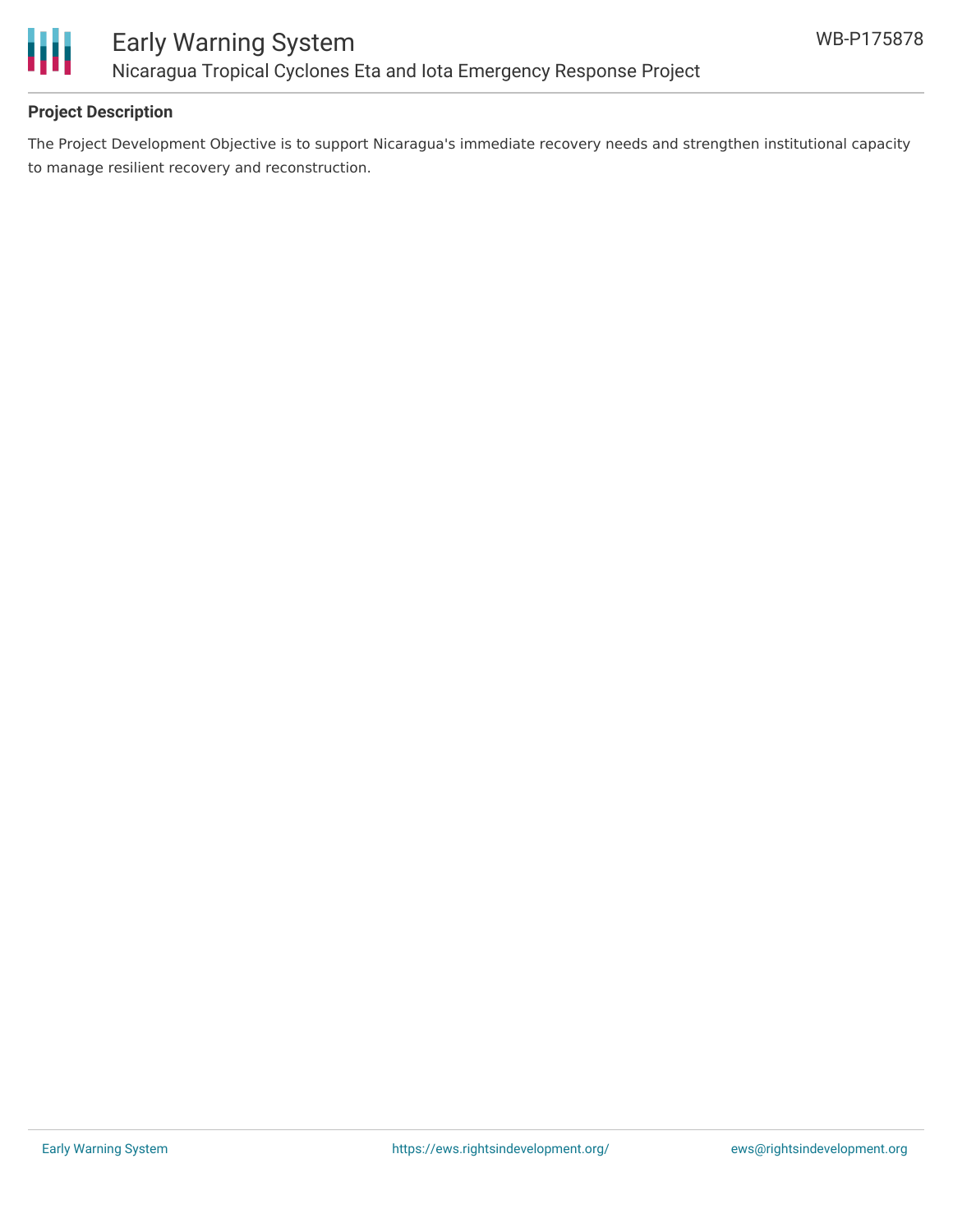### Project Description

The Project Development Objective is to support Nicaragua's immediate recovery needs and strengthen institutional capacity to manage resilient recovery and reconstruction.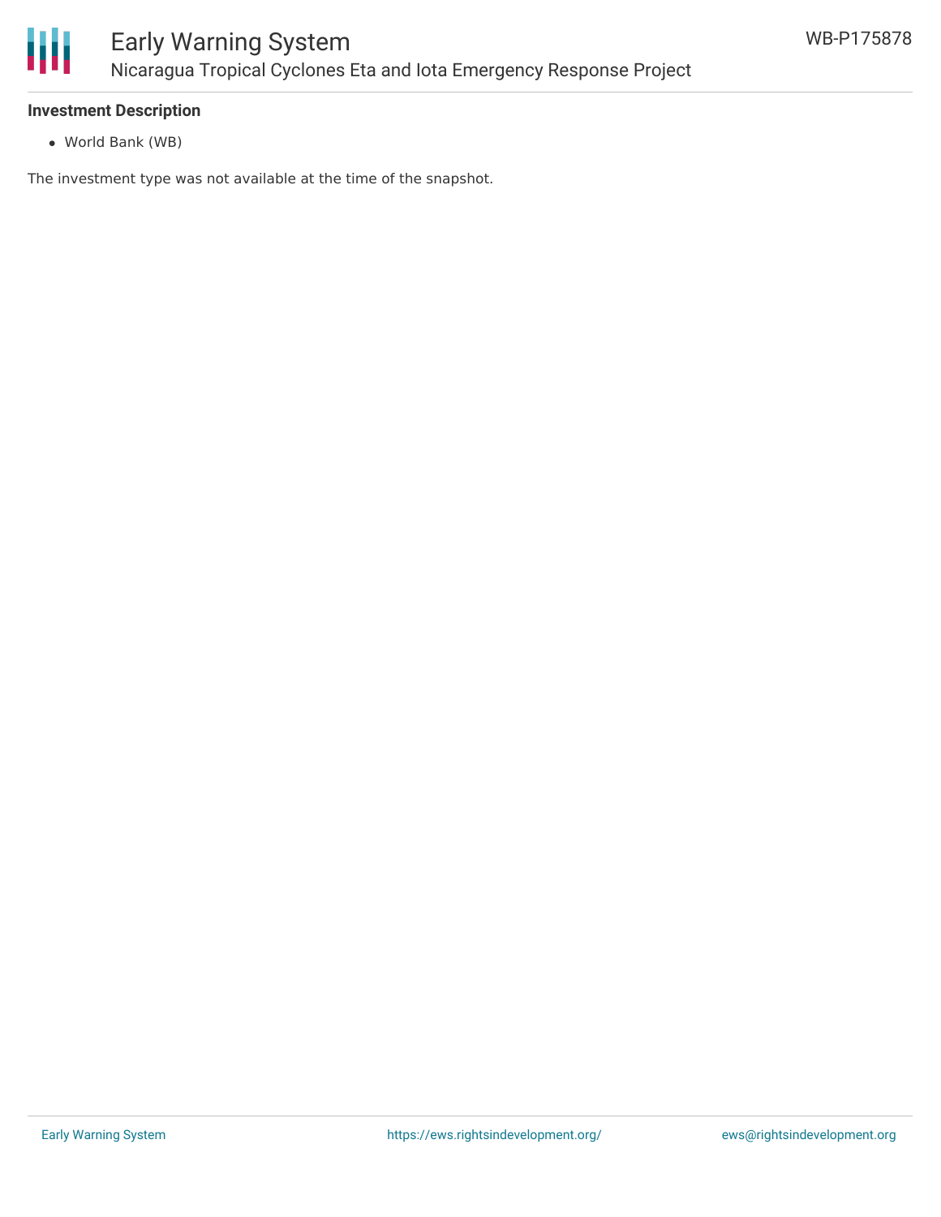**Investment Description**

- World Bank (WB)

The investment type was not available at the time of the snapshot.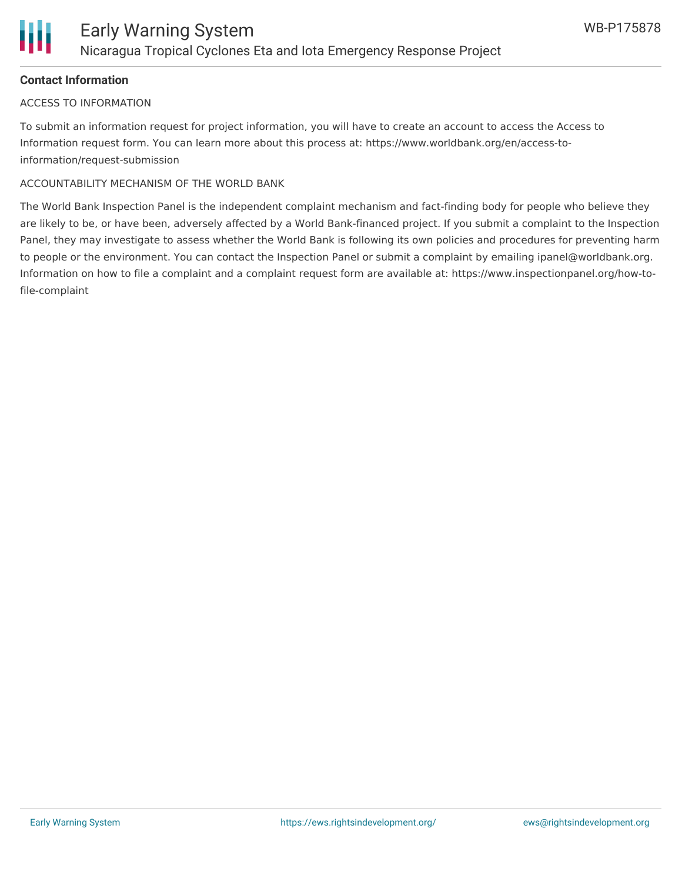**Contact Information**

ACCESS TO INFORMATION

To submit an information request for project information, you will have to create an account to access the Access to Information request form. You can learn more about this process at: https://www.worldbank.org/en/access-to-information/request-submission

ACCOUNTABILITY MECHANISM OF THE WORLD BANK

The World Bank Inspection Panel is the independent complaint mechanism and fact-finding body for people who believe they are likely to be, or have been, adversely affected by a World Bank-financed project. If you submit a complaint to the Inspection Panel, they may investigate to assess whether the World Bank is following its own policies and procedures for preventing harm to people or the environment. You can contact the Inspection Panel or submit a complaint by emailing ipanel@worldbank.org. Information on how to file a complaint and a complaint request form are available at: https://www.inspectionpanel.org/how-to-file-complaint